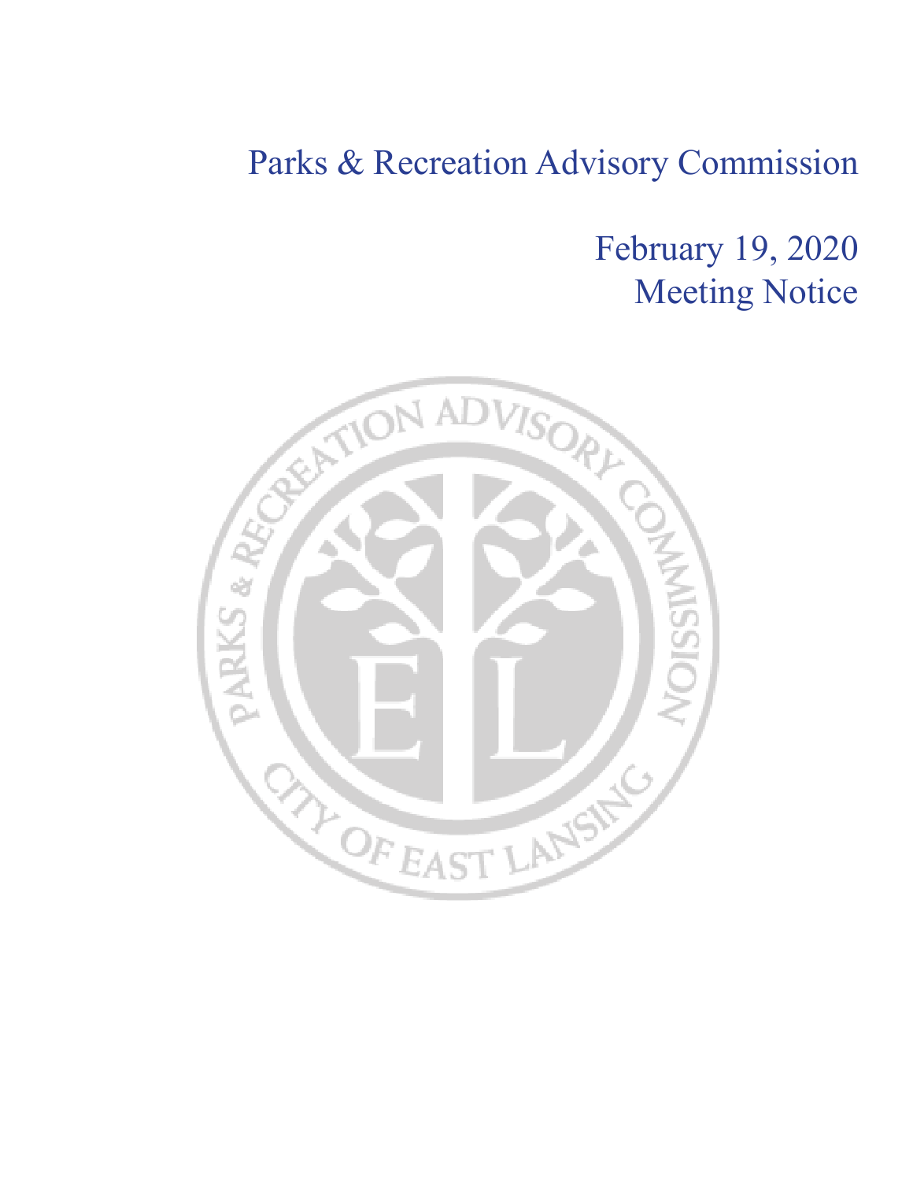# Parks & Recreation Advisory Commission

## February 19, 2020
## Meeting Notice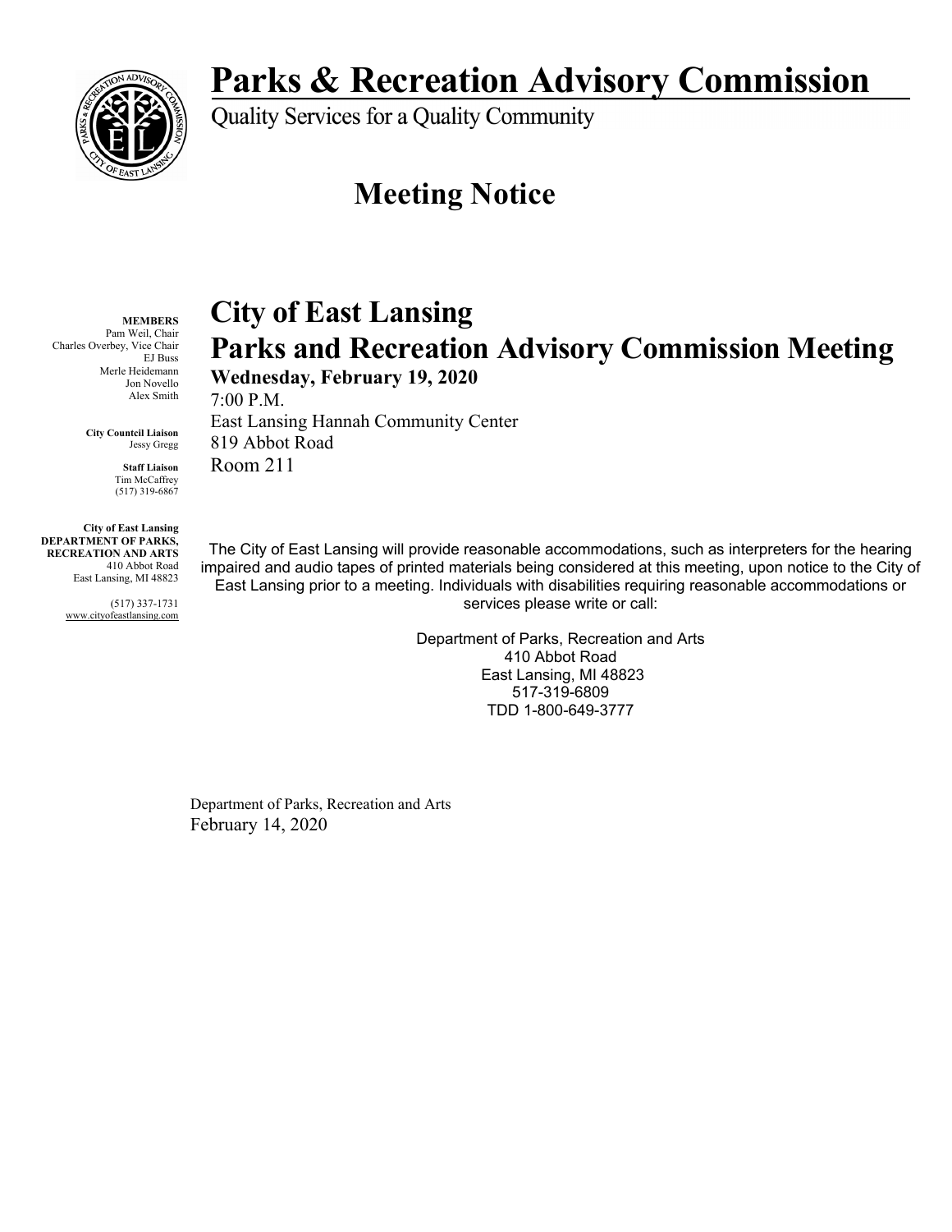# Parks & Recreation Advisory Commission

Quality Services for a Quality Community

## Meeting Notice

**MEMBERS**
Pam Weil, Chair
Charles Overbey, Vice Chair
EJ Buss
Merle Heidemann
Jon Novello
Alex Smith

**City Countcil Liaison**
Jessy Gregg

**Staff Liaison**
Tim McCaffrey
(517) 319-6867

**City of East Lansing DEPARTMENT OF PARKS, RECREATION AND ARTS**
410 Abbot Road
East Lansing, MI 48823

(517) 337-1731
www.cityofeastlansing.com

# City of East Lansing
# Parks and Recreation Advisory Commission Meeting

**Wednesday, February 19, 2020**
7:00 P.M.
East Lansing Hannah Community Center
819 Abbot Road
Room 211

The City of East Lansing will provide reasonable accommodations, such as interpreters for the hearing impaired and audio tapes of printed materials being considered at this meeting, upon notice to the City of East Lansing prior to a meeting. Individuals with disabilities requiring reasonable accommodations or services please write or call:

Department of Parks, Recreation and Arts
410 Abbot Road
East Lansing, MI 48823
517-319-6809
TDD 1-800-649-3777

Department of Parks, Recreation and Arts
February 14, 2020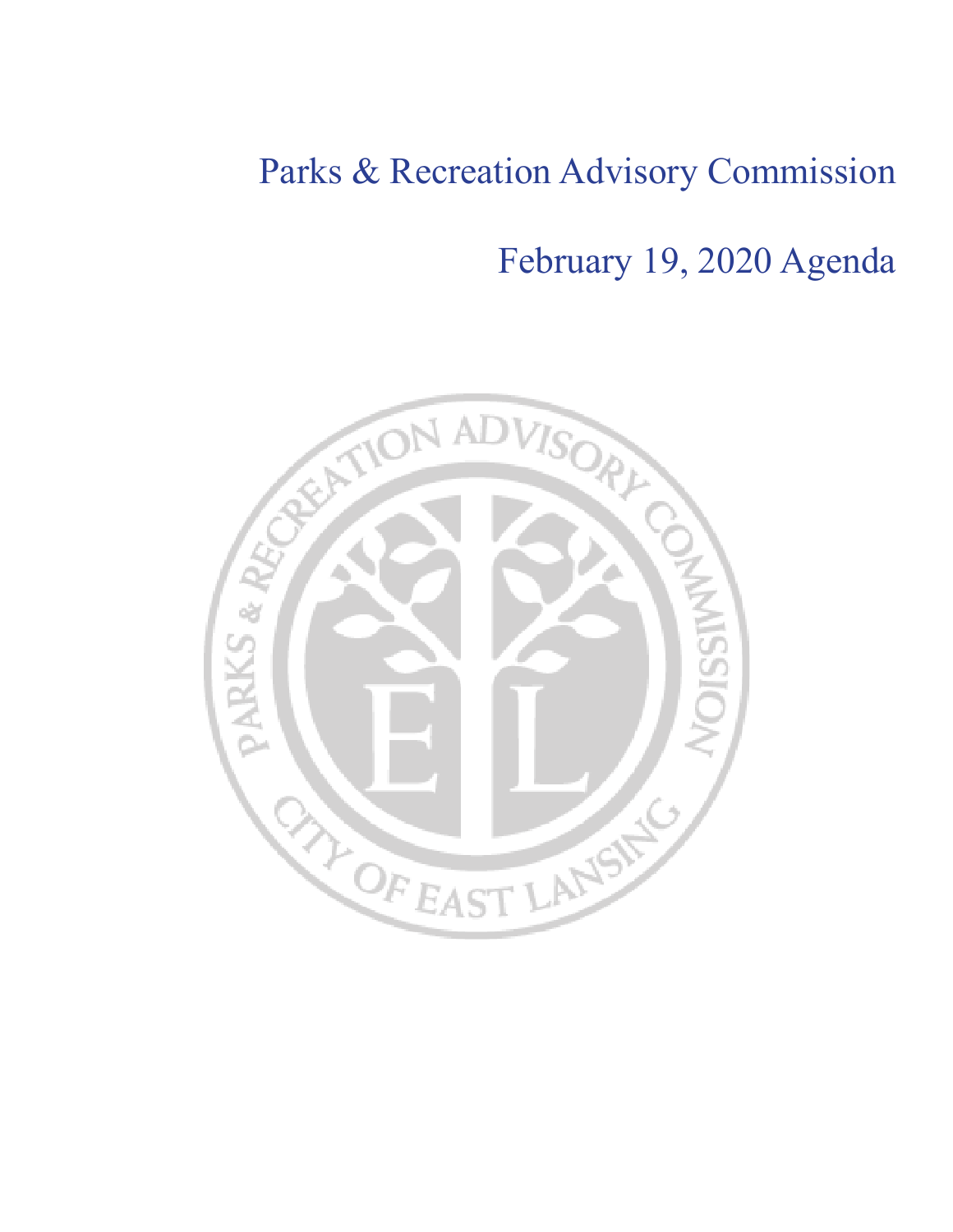# Parks & Recreation Advisory Commission

# February 19, 2020 Agenda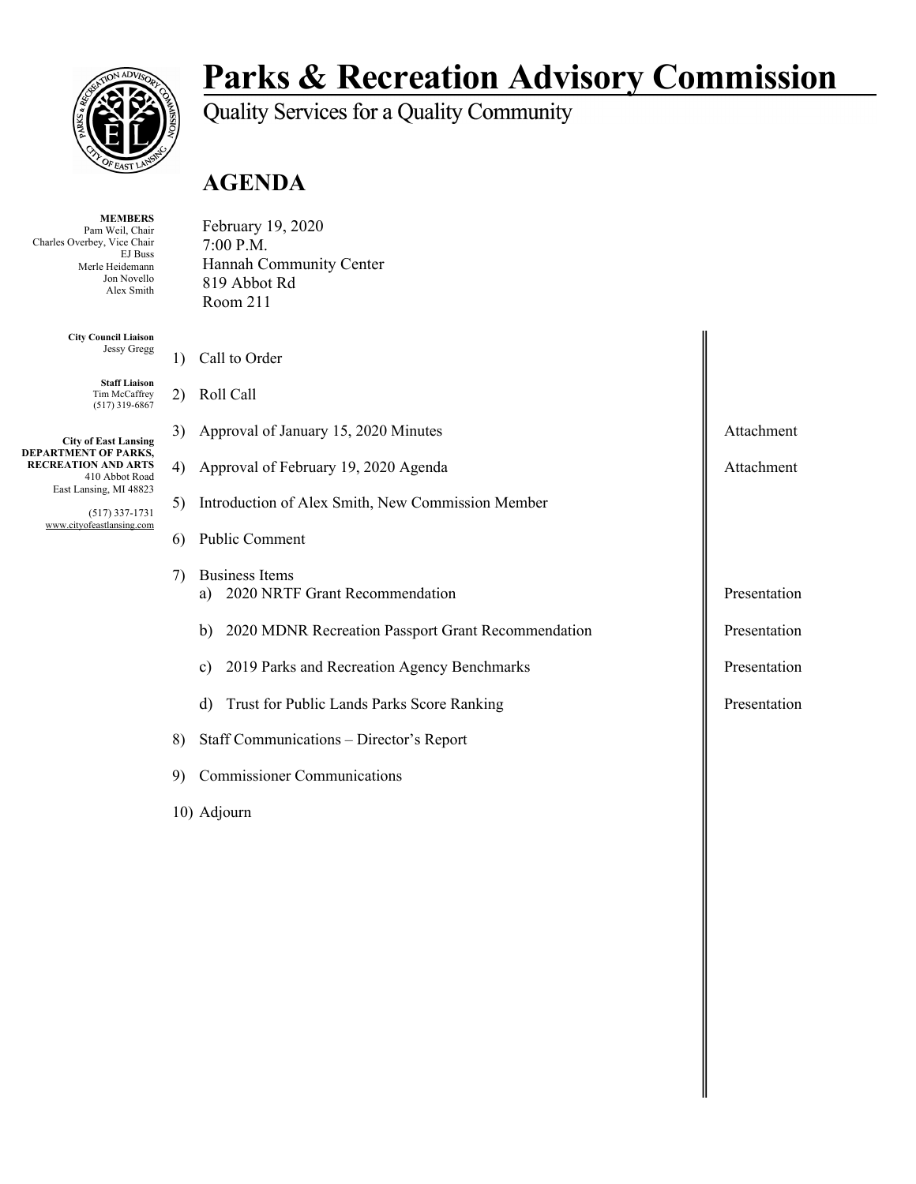# Parks & Recreation Advisory Commission

Quality Services for a Quality Community

## AGENDA

**MEMBERS**
Pam Weil, Chair
Charles Overbey, Vice Chair
EJ Buss
Merle Heidemann
Jon Novello
Alex Smith

**City Council Liaison**
Jessy Gregg

**Staff Liaison**
Tim McCaffrey
(517) 319-6867

**City of East Lansing**
**DEPARTMENT OF PARKS, RECREATION AND ARTS**
410 Abbot Road
East Lansing, MI 48823

(517) 337-1731
www.cityofeastlansing.com

February 19, 2020
7:00 P.M.
Hannah Community Center
819 Abbot Rd
Room 211

1) Call to Order
2) Roll Call
3) Approval of January 15, 2020 Minutes — Attachment
4) Approval of February 19, 2020 Agenda — Attachment
5) Introduction of Alex Smith, New Commission Member
6) Public Comment
7) Business Items
   a) 2020 NRTF Grant Recommendation — Presentation
   b) 2020 MDNR Recreation Passport Grant Recommendation — Presentation
   c) 2019 Parks and Recreation Agency Benchmarks — Presentation
   d) Trust for Public Lands Parks Score Ranking — Presentation
8) Staff Communications – Director's Report
9) Commissioner Communications
10) Adjourn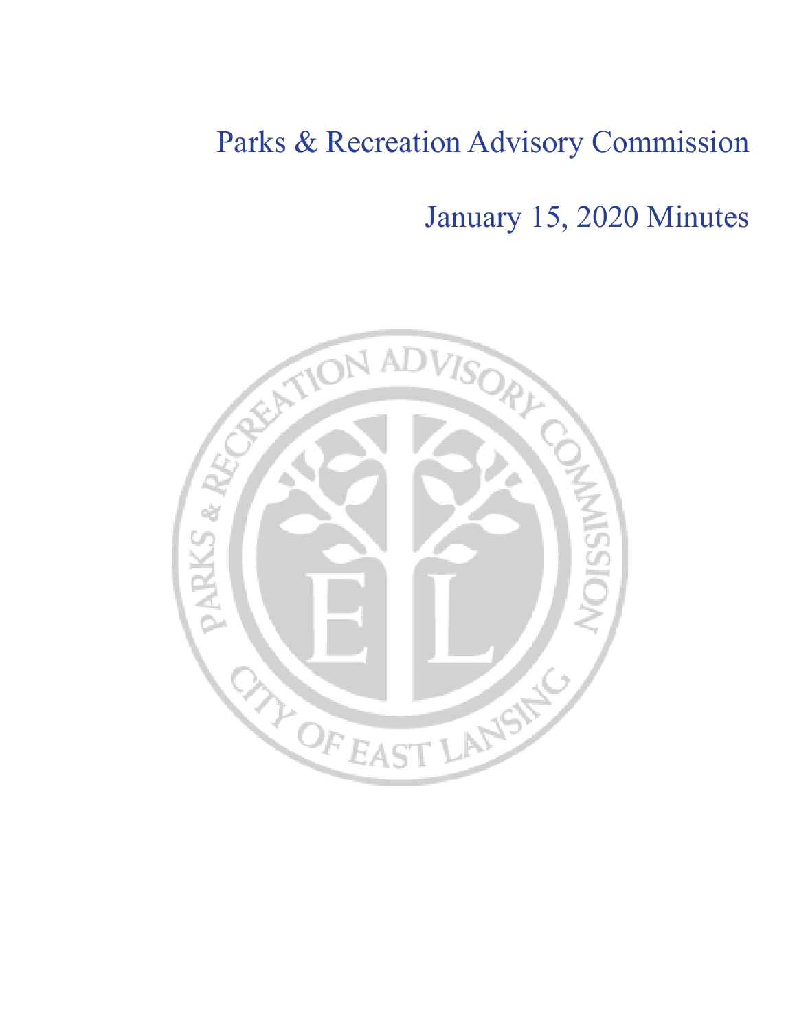# Parks & Recreation Advisory Commission

# January 15, 2020 Minutes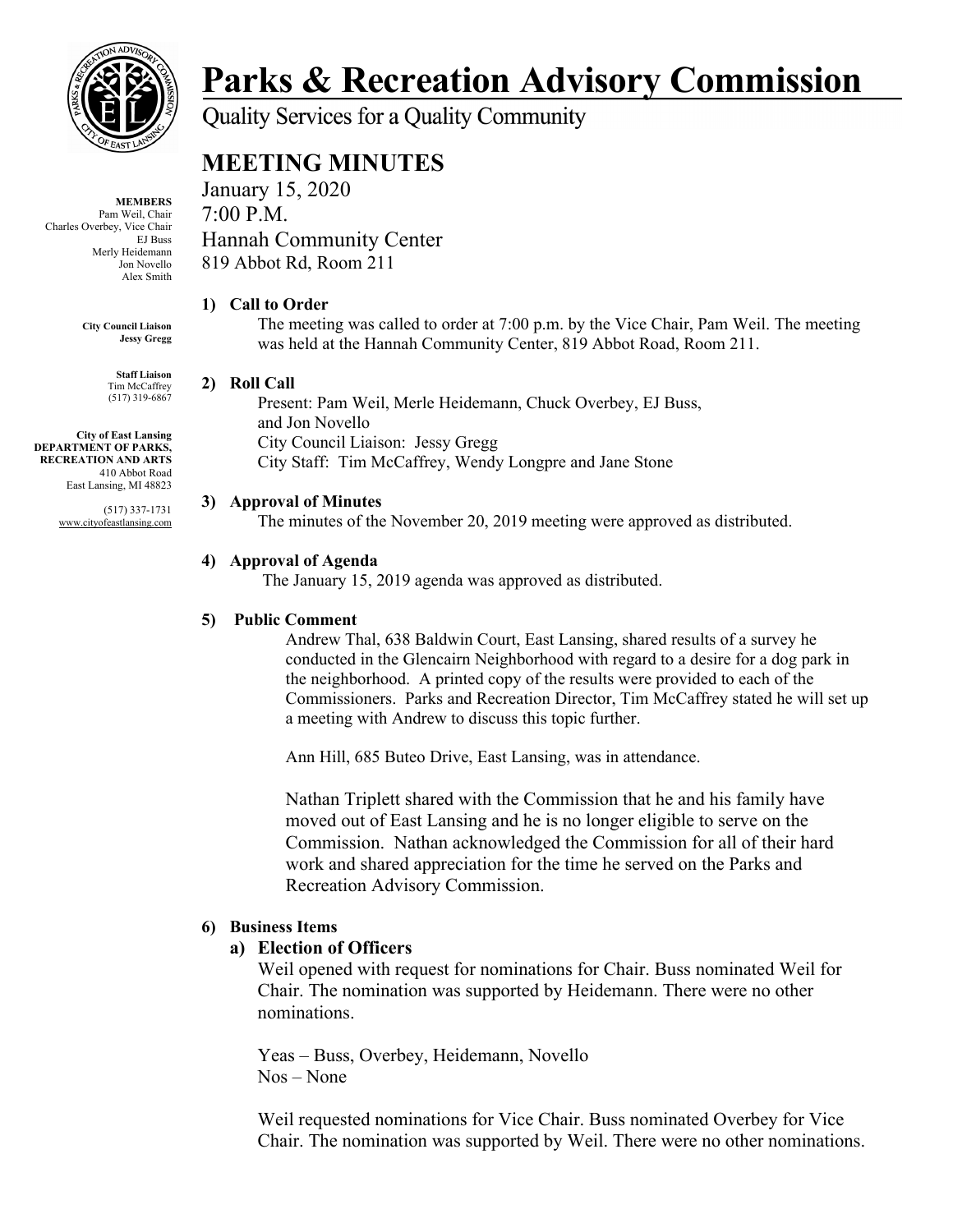# Parks & Recreation Advisory Commission

Quality Services for a Quality Community

## MEETING MINUTES

January 15, 2020
7:00 P.M.
Hannah Community Center
819 Abbot Rd, Room 211

**MEMBERS**
Pam Weil, Chair
Charles Overbey, Vice Chair
EJ Buss
Merly Heidemann
Jon Novello
Alex Smith

**City Council Liaison**
**Jessy Gregg**

**Staff Liaison**
Tim McCaffrey
(517) 319-6867

**City of East Lansing**
**DEPARTMENT OF PARKS, RECREATION AND ARTS**
410 Abbot Road
East Lansing, MI 48823

(517) 337-1731
www.cityofeastlansing.com

### 1) Call to Order

The meeting was called to order at 7:00 p.m. by the Vice Chair, Pam Weil. The meeting was held at the Hannah Community Center, 819 Abbot Road, Room 211.

### 2) Roll Call

Present: Pam Weil, Merle Heidemann, Chuck Overbey, EJ Buss, and Jon Novello
City Council Liaison: Jessy Gregg
City Staff: Tim McCaffrey, Wendy Longpre and Jane Stone

### 3) Approval of Minutes

The minutes of the November 20, 2019 meeting were approved as distributed.

### 4) Approval of Agenda

The January 15, 2019 agenda was approved as distributed.

### 5) Public Comment

Andrew Thal, 638 Baldwin Court, East Lansing, shared results of a survey he conducted in the Glencairn Neighborhood with regard to a desire for a dog park in the neighborhood. A printed copy of the results were provided to each of the Commissioners. Parks and Recreation Director, Tim McCaffrey stated he will set up a meeting with Andrew to discuss this topic further.

Ann Hill, 685 Buteo Drive, East Lansing, was in attendance.

Nathan Triplett shared with the Commission that he and his family have moved out of East Lansing and he is no longer eligible to serve on the Commission. Nathan acknowledged the Commission for all of their hard work and shared appreciation for the time he served on the Parks and Recreation Advisory Commission.

### 6) Business Items

#### a) Election of Officers

Weil opened with request for nominations for Chair. Buss nominated Weil for Chair. The nomination was supported by Heidemann. There were no other nominations.

Yeas – Buss, Overbey, Heidemann, Novello
Nos – None

Weil requested nominations for Vice Chair. Buss nominated Overbey for Vice Chair. The nomination was supported by Weil. There were no other nominations.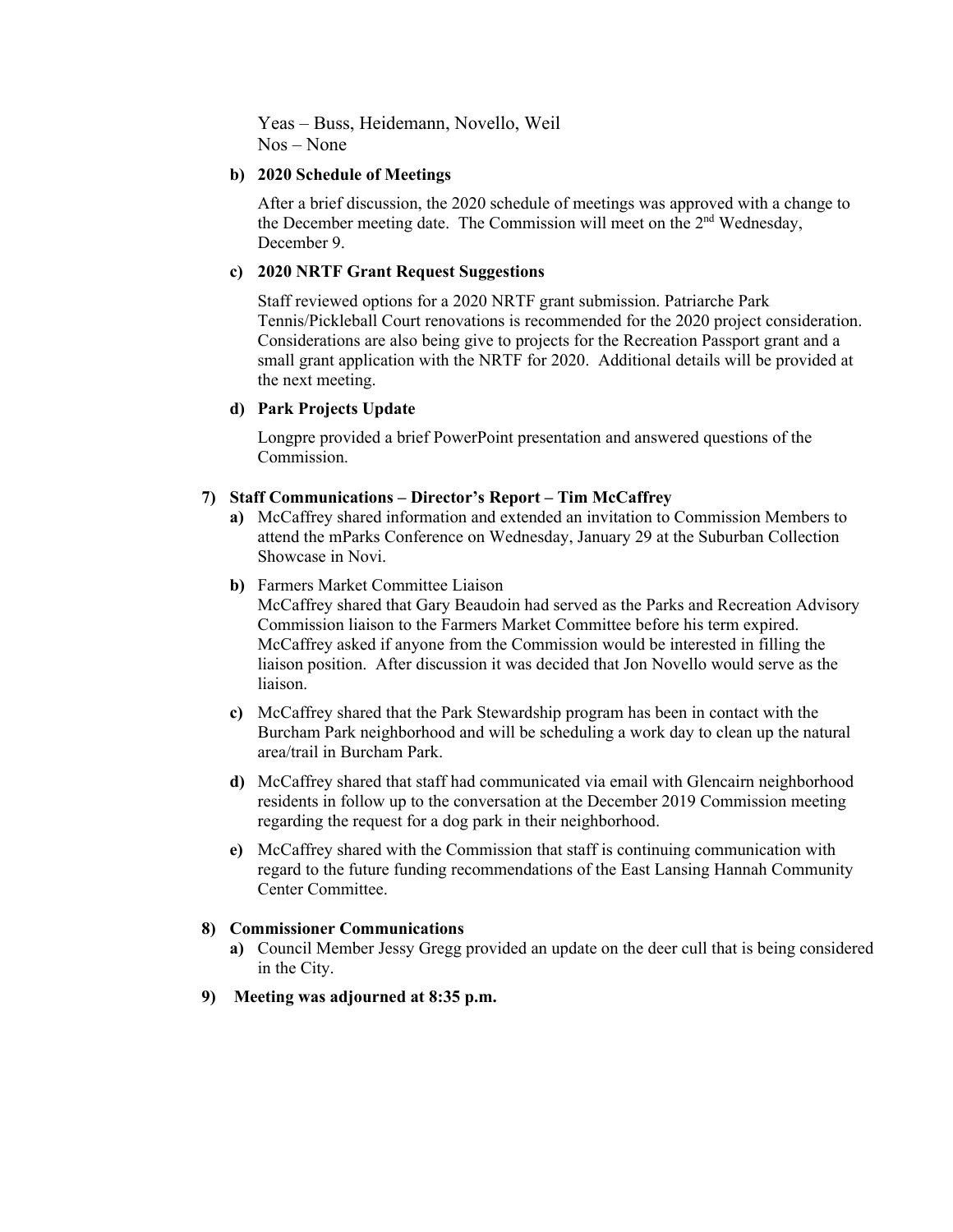Yeas – Buss, Heidemann, Novello, Weil
Nos – None

**b) 2020 Schedule of Meetings**

After a brief discussion, the 2020 schedule of meetings was approved with a change to the December meeting date. The Commission will meet on the 2nd Wednesday, December 9.

**c) 2020 NRTF Grant Request Suggestions**

Staff reviewed options for a 2020 NRTF grant submission. Patriarche Park Tennis/Pickleball Court renovations is recommended for the 2020 project consideration. Considerations are also being give to projects for the Recreation Passport grant and a small grant application with the NRTF for 2020. Additional details will be provided at the next meeting.

**d) Park Projects Update**

Longpre provided a brief PowerPoint presentation and answered questions of the Commission.

**7) Staff Communications – Director's Report – Tim McCaffrey**

**a)** McCaffrey shared information and extended an invitation to Commission Members to attend the mParks Conference on Wednesday, January 29 at the Suburban Collection Showcase in Novi.

**b)** Farmers Market Committee Liaison
McCaffrey shared that Gary Beaudoin had served as the Parks and Recreation Advisory Commission liaison to the Farmers Market Committee before his term expired. McCaffrey asked if anyone from the Commission would be interested in filling the liaison position. After discussion it was decided that Jon Novello would serve as the liaison.

**c)** McCaffrey shared that the Park Stewardship program has been in contact with the Burcham Park neighborhood and will be scheduling a work day to clean up the natural area/trail in Burcham Park.

**d)** McCaffrey shared that staff had communicated via email with Glencairn neighborhood residents in follow up to the conversation at the December 2019 Commission meeting regarding the request for a dog park in their neighborhood.

**e)** McCaffrey shared with the Commission that staff is continuing communication with regard to the future funding recommendations of the East Lansing Hannah Community Center Committee.

**8) Commissioner Communications**

**a)** Council Member Jessy Gregg provided an update on the deer cull that is being considered in the City.

**9) Meeting was adjourned at 8:35 p.m.**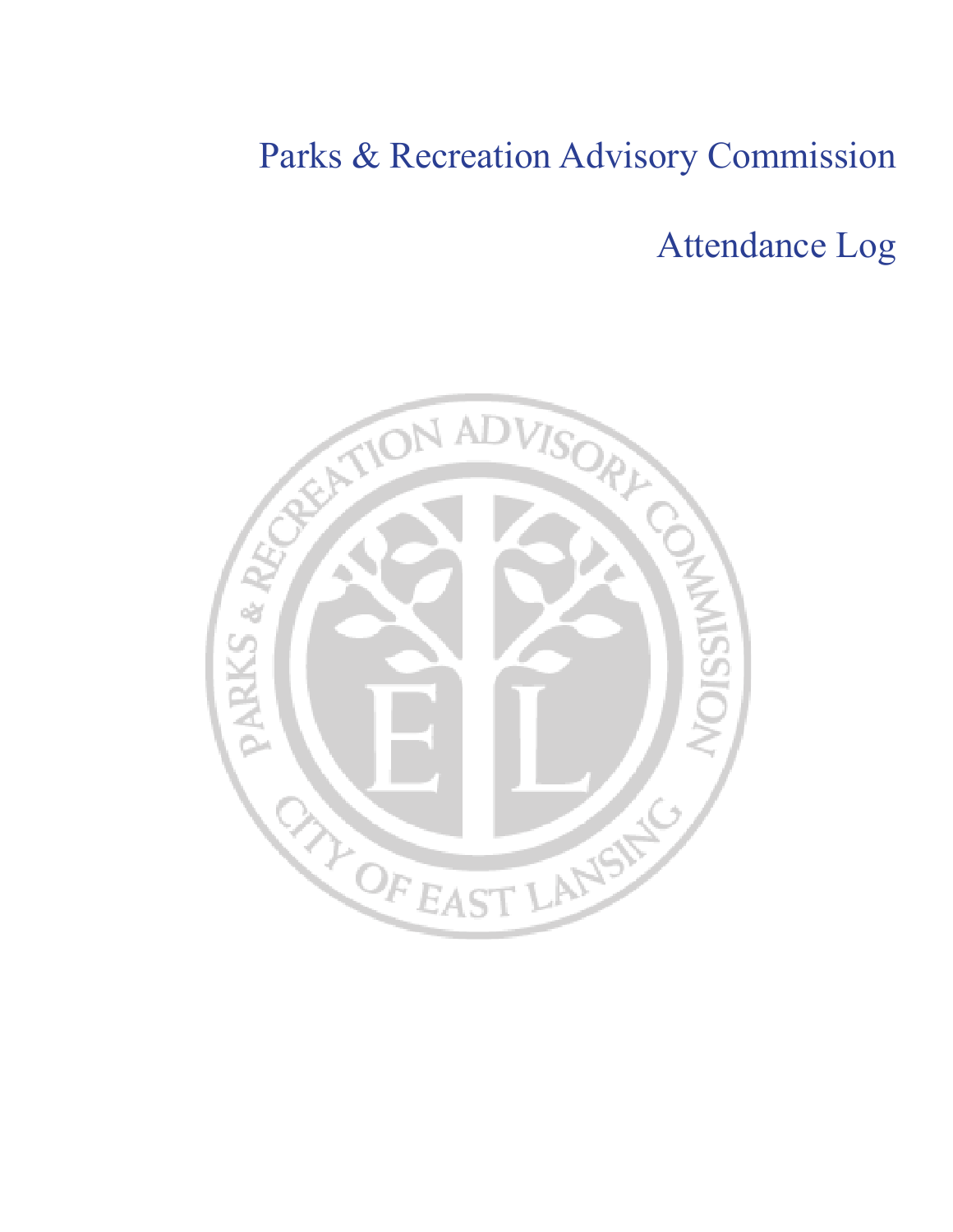# Parks & Recreation Advisory Commission

# Attendance Log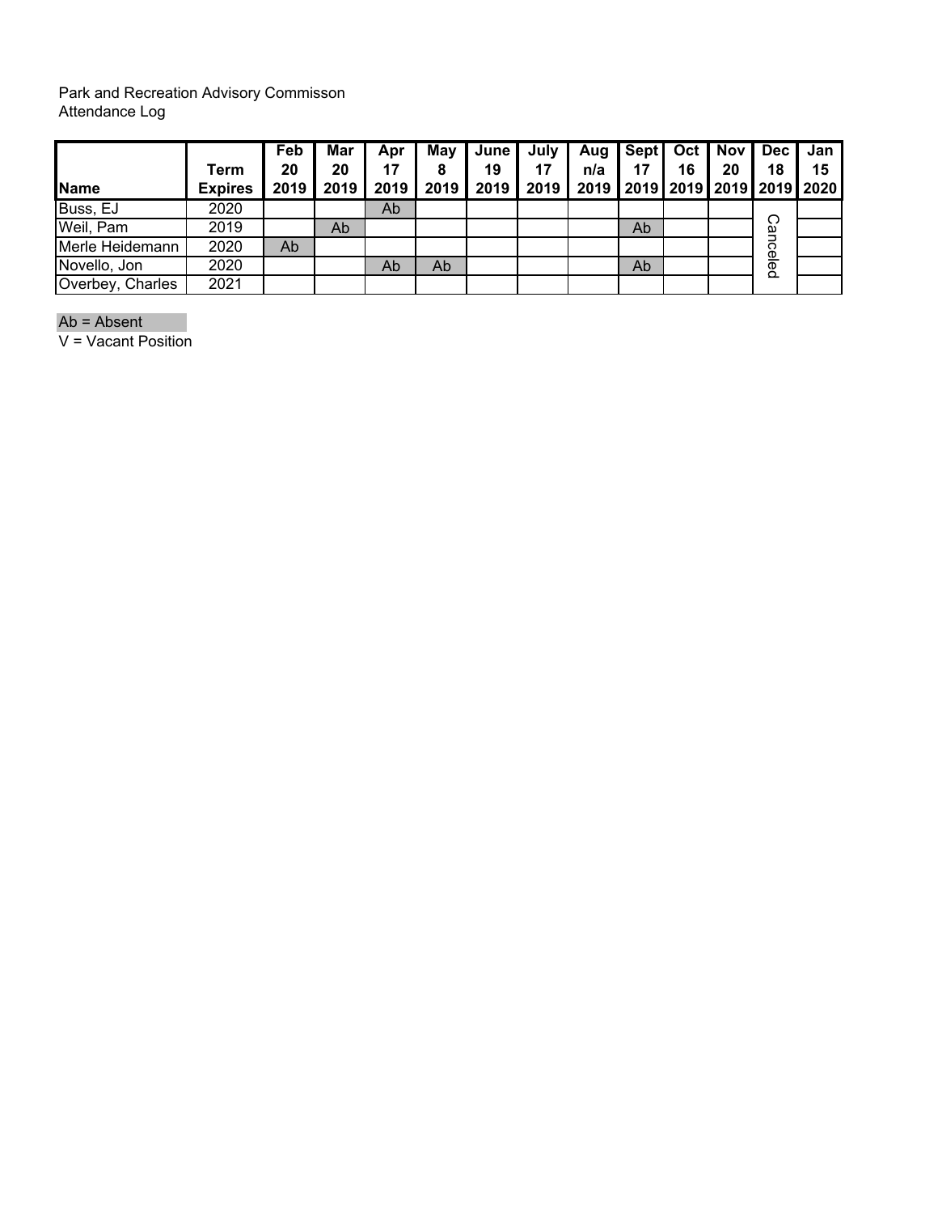Park and Recreation Advisory Commisson
Attendance Log

| Name | Term Expires | Feb 20 2019 | Mar 20 2019 | Apr 17 2019 | May 8 2019 | June 19 2019 | July 17 2019 | Aug n/a 2019 | Sept 17 2019 | Oct 16 2019 | Nov 20 2019 | Dec 18 2019 | Jan 15 2020 |
|---|---|---|---|---|---|---|---|---|---|---|---|---|---|
| Buss, EJ | 2020 | | | Ab | | | | | | | | Canceled | |
| Weil, Pam | 2019 | | Ab | | | | | | Ab | | | | |
| Merle Heidemann | 2020 | Ab | | | | | | | | | | | |
| Novello, Jon | 2020 | | | Ab | Ab | | | | Ab | | | | |
| Overbey, Charles | 2021 | | | | | | | | | | | | |

Ab = Absent
V = Vacant Position